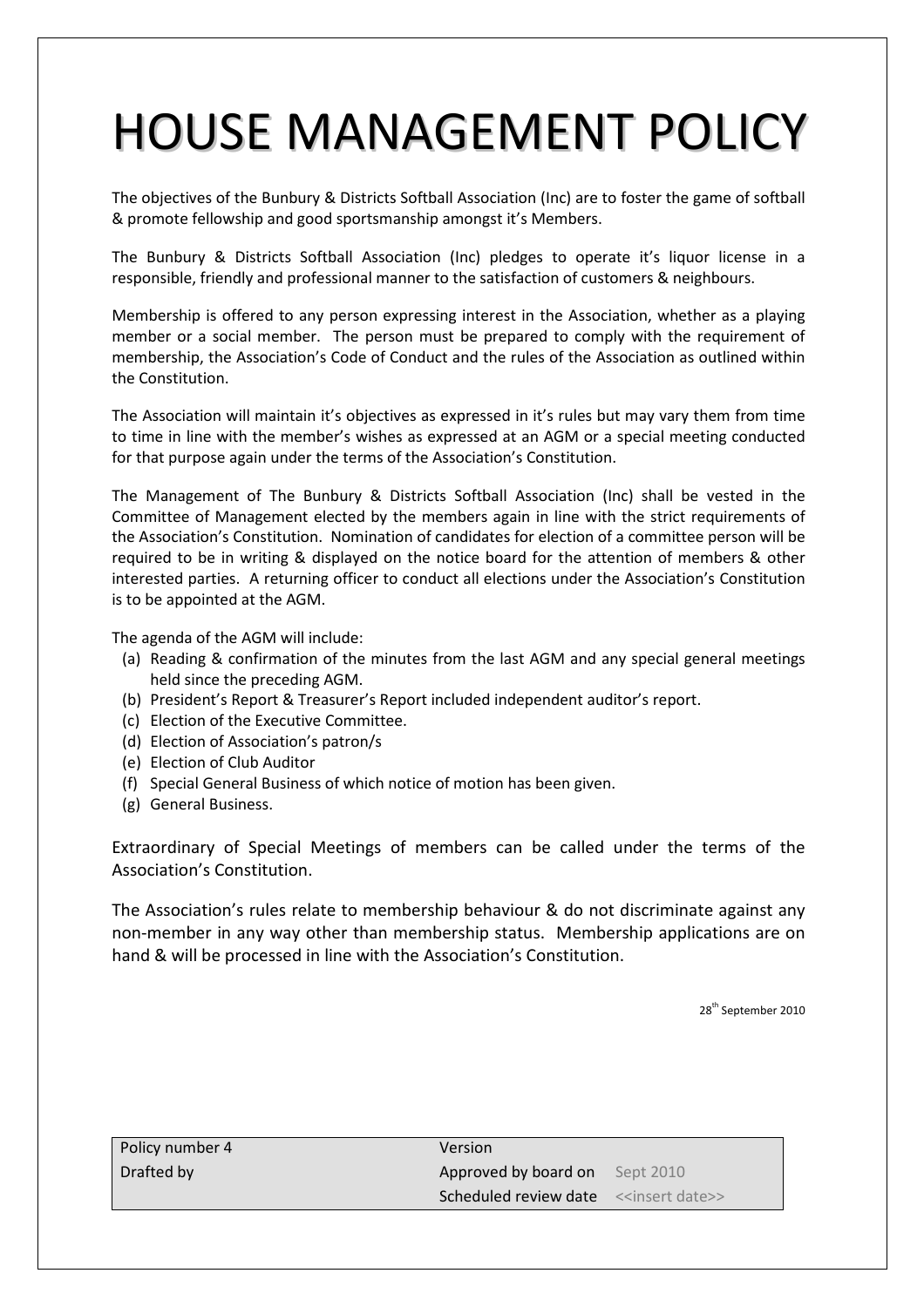# HOUSE MANAGEMENT POLICY

The objectives of the Bunbury & Districts Softball Association (Inc) are to foster the game of softball & promote fellowship and good sportsmanship amongst it's Members.

The Bunbury & Districts Softball Association (Inc) pledges to operate it's liquor license in a responsible, friendly and professional manner to the satisfaction of customers & neighbours.

Membership is offered to any person expressing interest in the Association, whether as a playing member or a social member. The person must be prepared to comply with the requirement of membership, the Association's Code of Conduct and the rules of the Association as outlined within the Constitution.

The Association will maintain it's objectives as expressed in it's rules but may vary them from time to time in line with the member's wishes as expressed at an AGM or a special meeting conducted for that purpose again under the terms of the Association's Constitution.

The Management of The Bunbury & Districts Softball Association (Inc) shall be vested in the Committee of Management elected by the members again in line with the strict requirements of the Association's Constitution. Nomination of candidates for election of a committee person will be required to be in writing & displayed on the notice board for the attention of members & other interested parties. A returning officer to conduct all elections under the Association's Constitution is to be appointed at the AGM.

The agenda of the AGM will include:

(a) Reading & confirmation of the minutes from the last AGM and any special general meetings held since the preceding AGM.
(b) President's Report & Treasurer's Report included independent auditor's report.
(c) Election of the Executive Committee.
(d) Election of Association's patron/s
(e) Election of Club Auditor
(f) Special General Business of which notice of motion has been given.
(g) General Business.

Extraordinary of Special Meetings of members can be called under the terms of the Association's Constitution.

The Association's rules relate to membership behaviour & do not discriminate against any non-member in any way other than membership status. Membership applications are on hand & will be processed in line with the Association's Constitution.

28th September 2010

| Policy number 4 | Version | |
|---|---|---|
| Drafted by | Approved by board on | Sept 2010 |
| | Scheduled review date | <<insert date>> |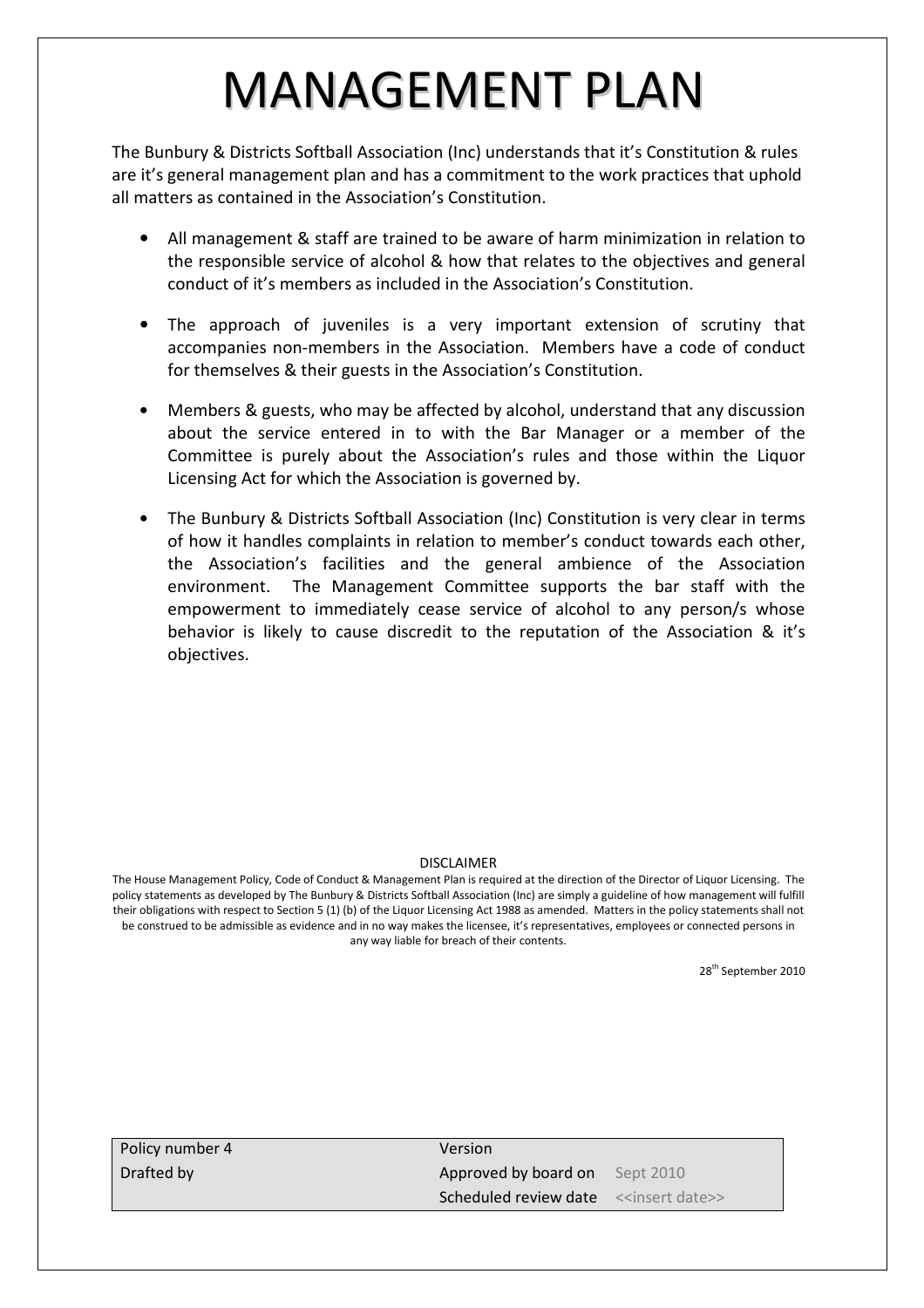# MANAGEMENT PLAN

The Bunbury & Districts Softball Association (Inc) understands that it's Constitution & rules are it's general management plan and has a commitment to the work practices that uphold all matters as contained in the Association's Constitution.

- All management & staff are trained to be aware of harm minimization in relation to the responsible service of alcohol & how that relates to the objectives and general conduct of it's members as included in the Association's Constitution.
- The approach of juveniles is a very important extension of scrutiny that accompanies non-members in the Association. Members have a code of conduct for themselves & their guests in the Association's Constitution.
- Members & guests, who may be affected by alcohol, understand that any discussion about the service entered in to with the Bar Manager or a member of the Committee is purely about the Association's rules and those within the Liquor Licensing Act for which the Association is governed by.
- The Bunbury & Districts Softball Association (Inc) Constitution is very clear in terms of how it handles complaints in relation to member's conduct towards each other, the Association's facilities and the general ambience of the Association environment. The Management Committee supports the bar staff with the empowerment to immediately cease service of alcohol to any person/s whose behavior is likely to cause discredit to the reputation of the Association & it's objectives.

DISCLAIMER

The House Management Policy, Code of Conduct & Management Plan is required at the direction of the Director of Liquor Licensing. The policy statements as developed by The Bunbury & Districts Softball Association (Inc) are simply a guideline of how management will fulfill their obligations with respect to Section 5 (1) (b) of the Liquor Licensing Act 1988 as amended. Matters in the policy statements shall not be construed to be admissible as evidence and in no way makes the licensee, it's representatives, employees or connected persons in any way liable for breach of their contents.

28th September 2010

| Policy number 4 | Version | |
|---|---|---|
| Drafted by | Approved by board on | Sept 2010 |
| | Scheduled review date | <<insert date>> |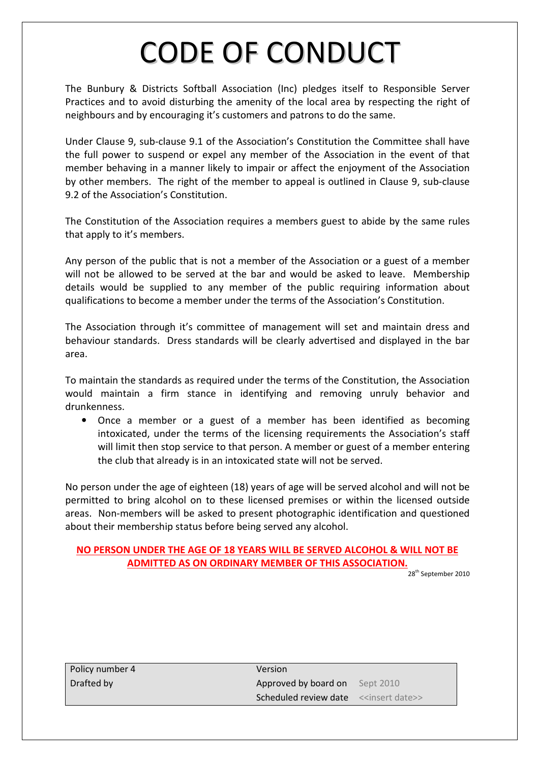# CODE OF CONDUCT

The Bunbury & Districts Softball Association (Inc) pledges itself to Responsible Server Practices and to avoid disturbing the amenity of the local area by respecting the right of neighbours and by encouraging it's customers and patrons to do the same.

Under Clause 9, sub-clause 9.1 of the Association's Constitution the Committee shall have the full power to suspend or expel any member of the Association in the event of that member behaving in a manner likely to impair or affect the enjoyment of the Association by other members. The right of the member to appeal is outlined in Clause 9, sub-clause 9.2 of the Association's Constitution.

The Constitution of the Association requires a members guest to abide by the same rules that apply to it's members.

Any person of the public that is not a member of the Association or a guest of a member will not be allowed to be served at the bar and would be asked to leave. Membership details would be supplied to any member of the public requiring information about qualifications to become a member under the terms of the Association's Constitution.

The Association through it's committee of management will set and maintain dress and behaviour standards. Dress standards will be clearly advertised and displayed in the bar area.

To maintain the standards as required under the terms of the Constitution, the Association would maintain a firm stance in identifying and removing unruly behavior and drunkenness.

- Once a member or a guest of a member has been identified as becoming intoxicated, under the terms of the licensing requirements the Association's staff will limit then stop service to that person. A member or guest of a member entering the club that already is in an intoxicated state will not be served.

No person under the age of eighteen (18) years of age will be served alcohol and will not be permitted to bring alcohol on to these licensed premises or within the licensed outside areas. Non-members will be asked to present photographic identification and questioned about their membership status before being served any alcohol.

**NO PERSON UNDER THE AGE OF 18 YEARS WILL BE SERVED ALCOHOL & WILL NOT BE ADMITTED AS ON ORDINARY MEMBER OF THIS ASSOCIATION.**

28th September 2010

| Policy number 4 | Version | |
|---|---|---|
| Drafted by | Approved by board on | Sept 2010 |
| | Scheduled review date | <<insert date>> |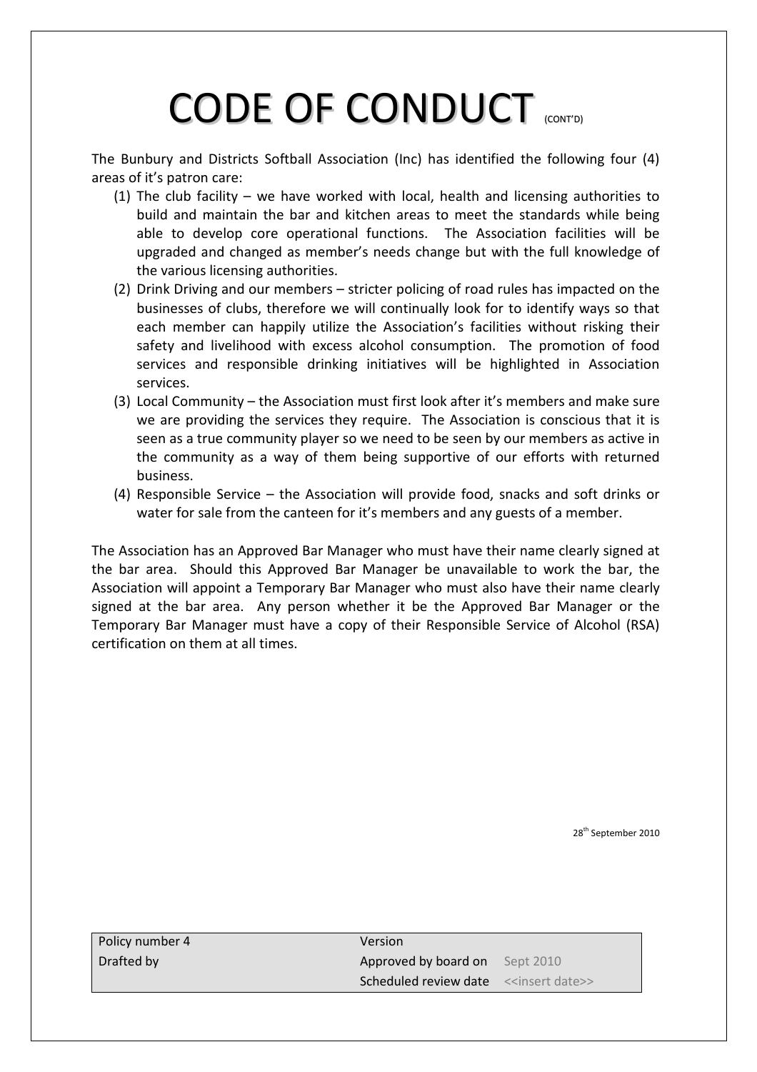# CODE OF CONDUCT (CONT'D)

The Bunbury and Districts Softball Association (Inc) has identified the following four (4) areas of it's patron care:

(1) The club facility – we have worked with local, health and licensing authorities to build and maintain the bar and kitchen areas to meet the standards while being able to develop core operational functions. The Association facilities will be upgraded and changed as member's needs change but with the full knowledge of the various licensing authorities.

(2) Drink Driving and our members – stricter policing of road rules has impacted on the businesses of clubs, therefore we will continually look for to identify ways so that each member can happily utilize the Association's facilities without risking their safety and livelihood with excess alcohol consumption. The promotion of food services and responsible drinking initiatives will be highlighted in Association services.

(3) Local Community – the Association must first look after it's members and make sure we are providing the services they require. The Association is conscious that it is seen as a true community player so we need to be seen by our members as active in the community as a way of them being supportive of our efforts with returned business.

(4) Responsible Service – the Association will provide food, snacks and soft drinks or water for sale from the canteen for it's members and any guests of a member.

The Association has an Approved Bar Manager who must have their name clearly signed at the bar area. Should this Approved Bar Manager be unavailable to work the bar, the Association will appoint a Temporary Bar Manager who must also have their name clearly signed at the bar area. Any person whether it be the Approved Bar Manager or the Temporary Bar Manager must have a copy of their Responsible Service of Alcohol (RSA) certification on them at all times.

28th September 2010

| | | |
|---|---|---|
| Policy number 4 | Version | |
| Drafted by | Approved by board on | Sept 2010 |
| | Scheduled review date | <<insert date>> |